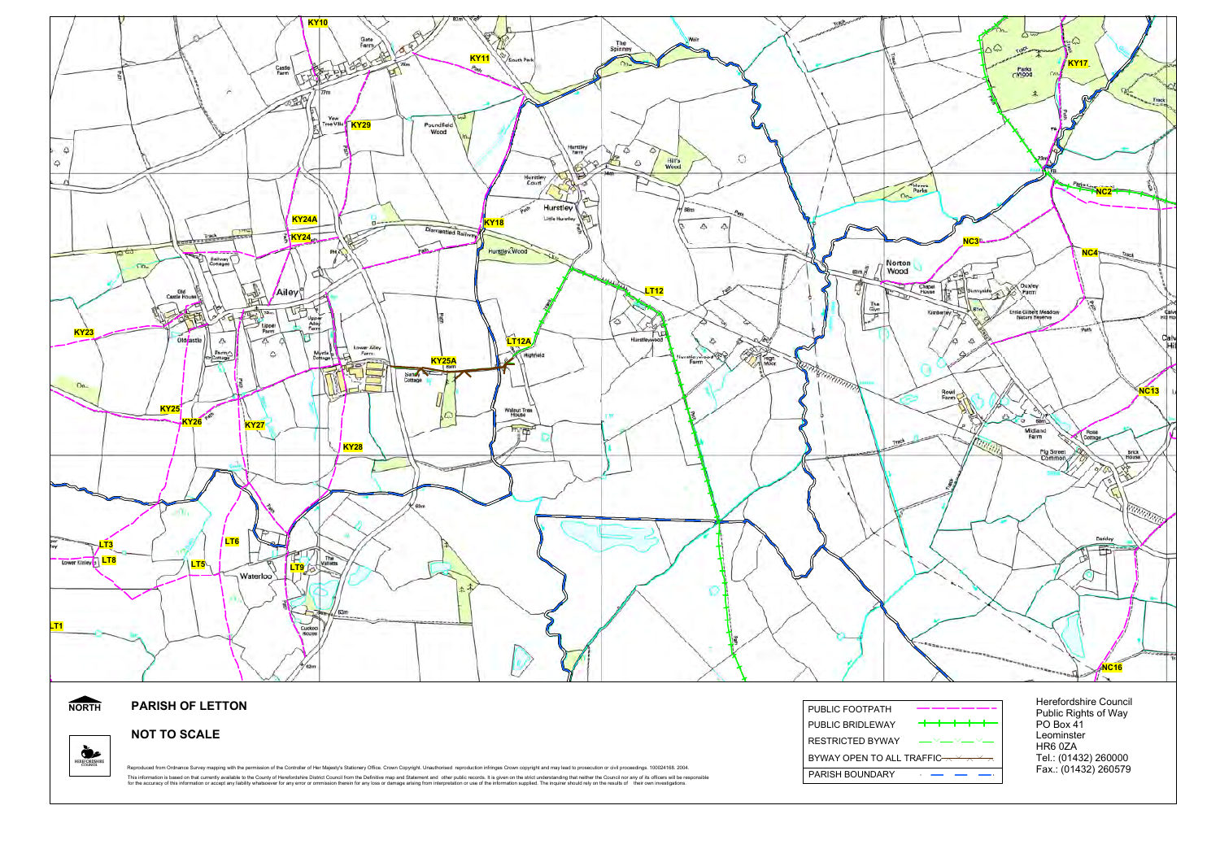# PARISH OF LETTON

## NOT TO SCALE

NORTH

| PUBLIC FOOTPATH |
| --- |
| PUBLIC BRIDLEWAY |
| RESTRICTED BYWAY |
| BYWAY OPEN TO ALL TRAFFIC |
| PARISH BOUNDARY |

Herefordshire Council
Public Rights of Way
PO Box 41
Leominster
HR6 0ZA
Tel.: (01432) 260000
Fax.: (01432) 260579

Reproduced from Ordnance Survey mapping with the permission of the Controller of Her Majesty's Stationery Office. Crown Copyright. Unauthorised reproduction infringes Crown copyright and may lead to prosecution or civil proceedings. 100024168. 2004.

This information is based on that currently available to the County of Herefordshire District Council from the Definitive map and Statement and other public records. It is given on the strict understanding that neither the Council nor any of its officers will be responsible for the accuracy of this information or accept any liability whatsoever for any error or omission therein for any loss or damage arising from interpretation or use of the information supplied. The inquirer should rely on the results of their own investigations.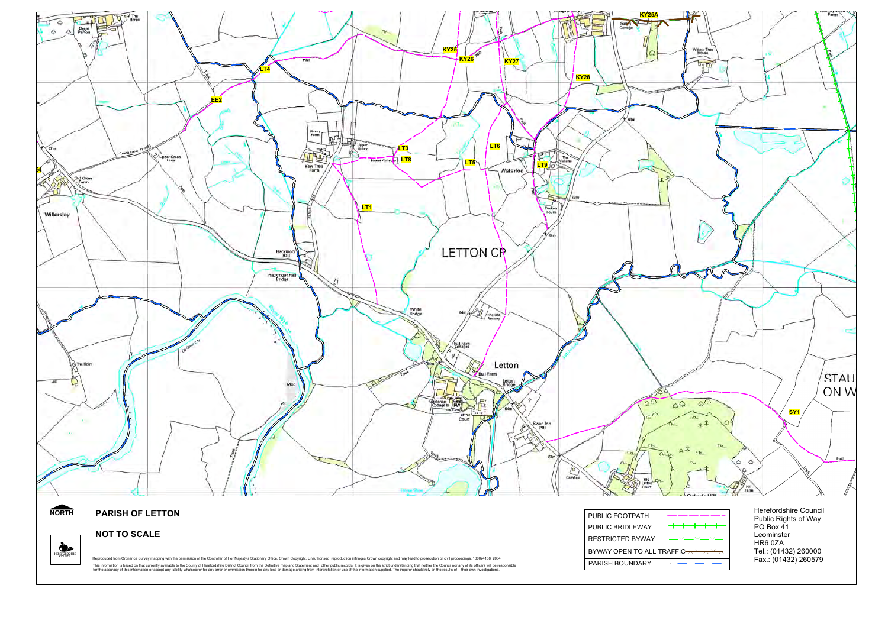NORTH

# PARISH OF LETTON

## NOT TO SCALE

Reproduced from Ordnance Survey mapping with the permission of the Controller of Her Majesty's Stationery Office. Crown Copyright. Unauthorised reproduction infringes Crown copyright and may lead to prosecution or civil proceedings. 100024168. 2004.

This information is based on that currently available to the County of Herefordshire District Council from the Definitive map and Statement and other public records. It is given on the strict understanding that neither the Council nor any of its officers will be responsible for the accuracy of this information or accept any liability whatsoever for any error or ommission therein for any loss or damage arising from interpretation or use of the information supplied. The inquirer should rely on the results of their own investigations.

| |
|---|
| PUBLIC FOOTPATH |
| PUBLIC BRIDLEWAY |
| RESTRICTED BYWAY |
| BYWAY OPEN TO ALL TRAFFIC |
| PARISH BOUNDARY |

Herefordshire Council
Public Rights of Way
PO Box 41
Leominster
HR6 0ZA
Tel.: (01432) 260000
Fax.: (01432) 260579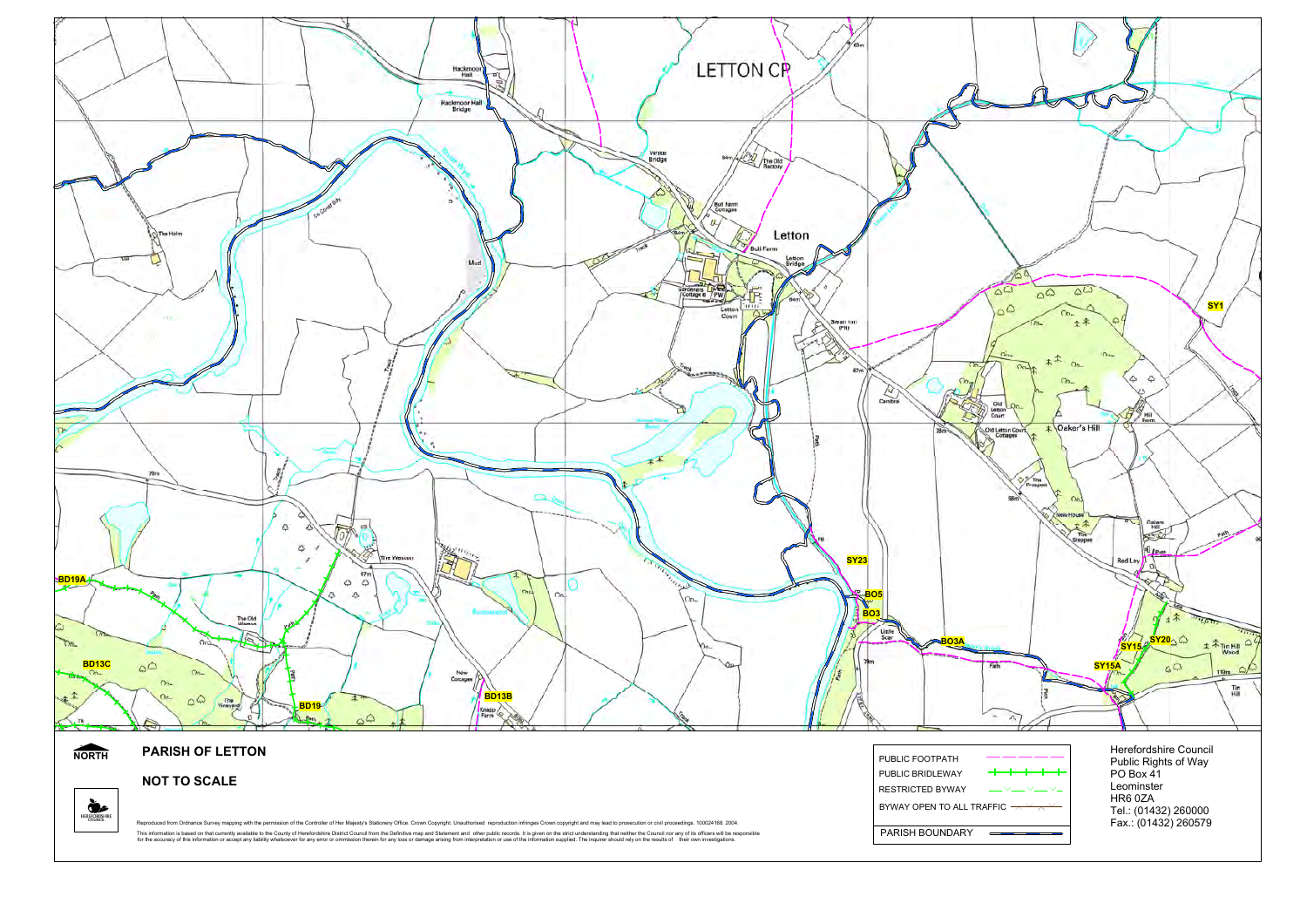# PARISH OF LETTON

## NOT TO SCALE

NORTH

Reproduced from Ordnance Survey mapping with the permission of the Controller of Her Majesty's Stationery Office. Crown Copyright. Unauthorised reproduction infringes Crown copyright and may lead to prosecution or civil proceedings. 100024168. 2004.

This information is based on that currently available to the County of Herefordshire District Council from the Definitive map and Statement and other public records. It is given on the strict understanding that neither the Council nor any of its officers will be responsible for the accuracy of this information or accept any liability whatsoever for any error or omission therein for any loss or damage arising from interpretation or use of the information supplied. The inquirer should rely on the results of their own investigations.

PUBLIC FOOTPATH
PUBLIC BRIDLEWAY
RESTRICTED BYWAY
BYWAY OPEN TO ALL TRAFFIC
PARISH BOUNDARY

Herefordshire Council
Public Rights of Way
PO Box 41
Leominster
HR6 0ZA
Tel.: (01432) 260000
Fax.: (01432) 260579

LETTON CP

SY1
SY23
BO5
BO3
BO3A
SY15
SY15A
SY20
BD19A
BD13C
BD19
BD13B